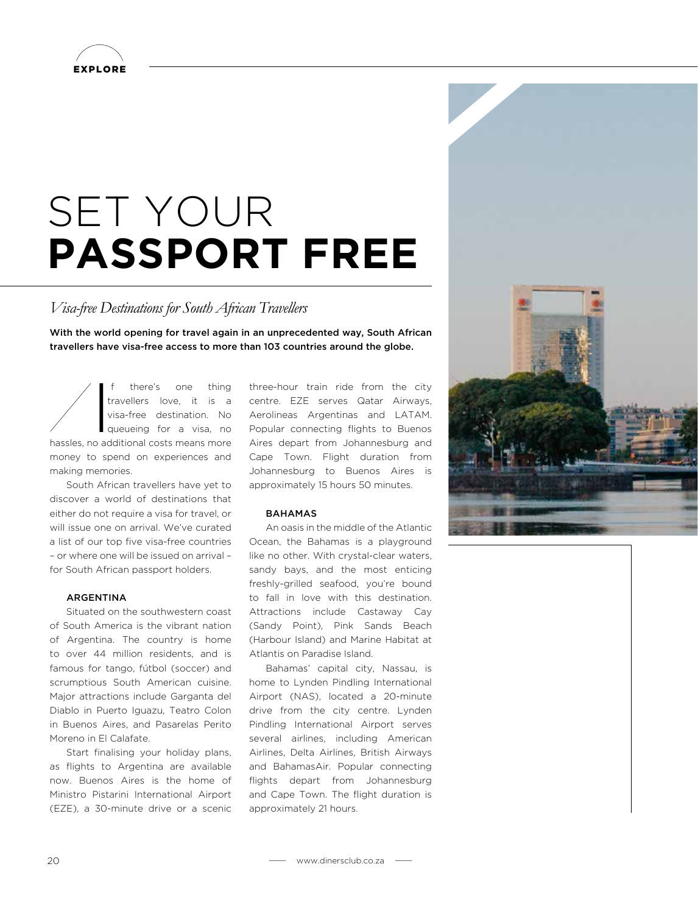EXPLORE

# SET YOUR **PASSPORT FREE**

*Visa-free Destinations for South African Travellers*

**With the world opening for travel again in an unprecedented way, South African travellers have visa-free access to more than 103 countries around the globe.**

If there's one thing travellers love, it is a visa-free destination. No queueing for a visa, no hassles, no additional costs means more money to spend on experiences and making memories.

South African travellers have yet to discover a world of destinations that either do not require a visa for travel, or will issue one on arrival. We've curated a list of our top five visa-free countries – or where one will be issued on arrival – for South African passport holders.

### ARGENTINA

Situated on the southwestern coast of South America is the vibrant nation of Argentina. The country is home to over 44 million residents, and is famous for tango, fútbol (soccer) and scrumptious South American cuisine. Major attractions include Garganta del Diablo in Puerto Iguazu, Teatro Colon in Buenos Aires, and Pasarelas Perito Moreno in El Calafate.

Start finalising your holiday plans, as flights to Argentina are available now. Buenos Aires is the home of Ministro Pistarini International Airport (EZE), a 30-minute drive or a scenic three-hour train ride from the city centre. EZE serves Qatar Airways, Aerolineas Argentinas and LATAM. Popular connecting flights to Buenos Aires depart from Johannesburg and Cape Town. Flight duration from Johannesburg to Buenos Aires is approximately 15 hours 50 minutes.

### BAHAMAS

An oasis in the middle of the Atlantic Ocean, the Bahamas is a playground like no other. With crystal-clear waters, sandy bays, and the most enticing freshly-grilled seafood, you're bound to fall in love with this destination. Attractions include Castaway Cay (Sandy Point), Pink Sands Beach (Harbour Island) and Marine Habitat at Atlantis on Paradise Island.

Bahamas' capital city, Nassau, is home to Lynden Pindling International Airport (NAS), located a 20-minute drive from the city centre. Lynden Pindling International Airport serves several airlines, including American Airlines, Delta Airlines, British Airways and BahamasAir. Popular connecting flights depart from Johannesburg and Cape Town. The flight duration is approximately 21 hours.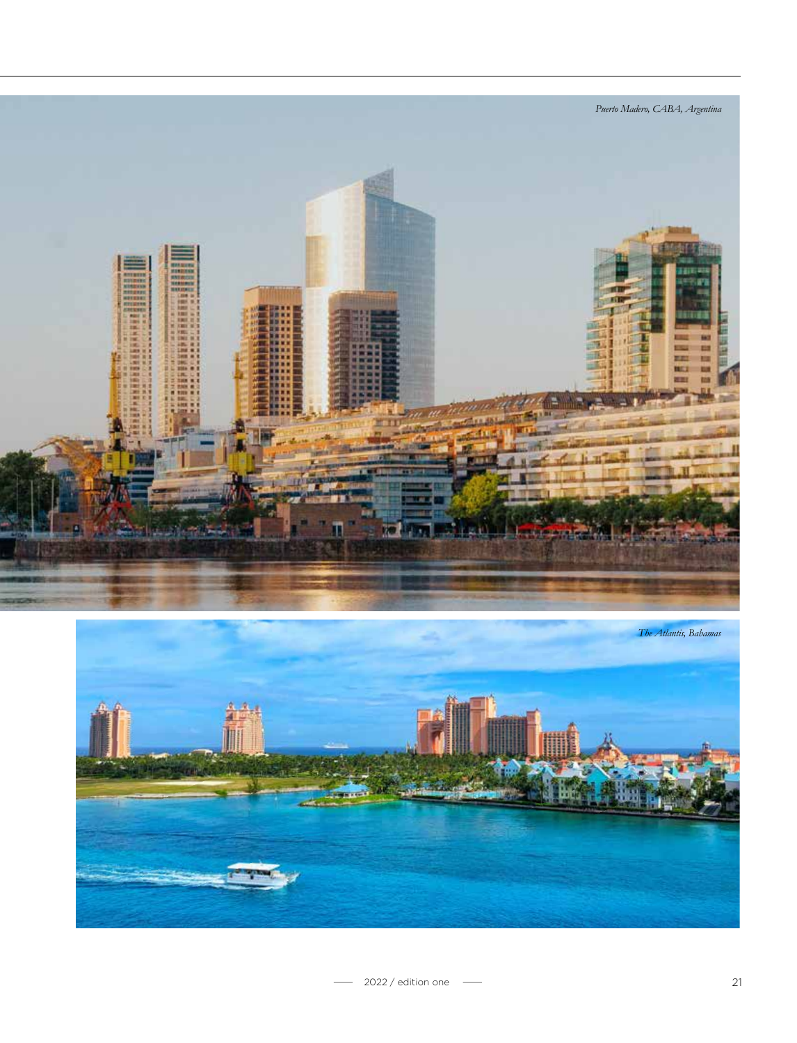*Puerto Madero, CABA, Argentina*

*The Atlantis, Bahamas*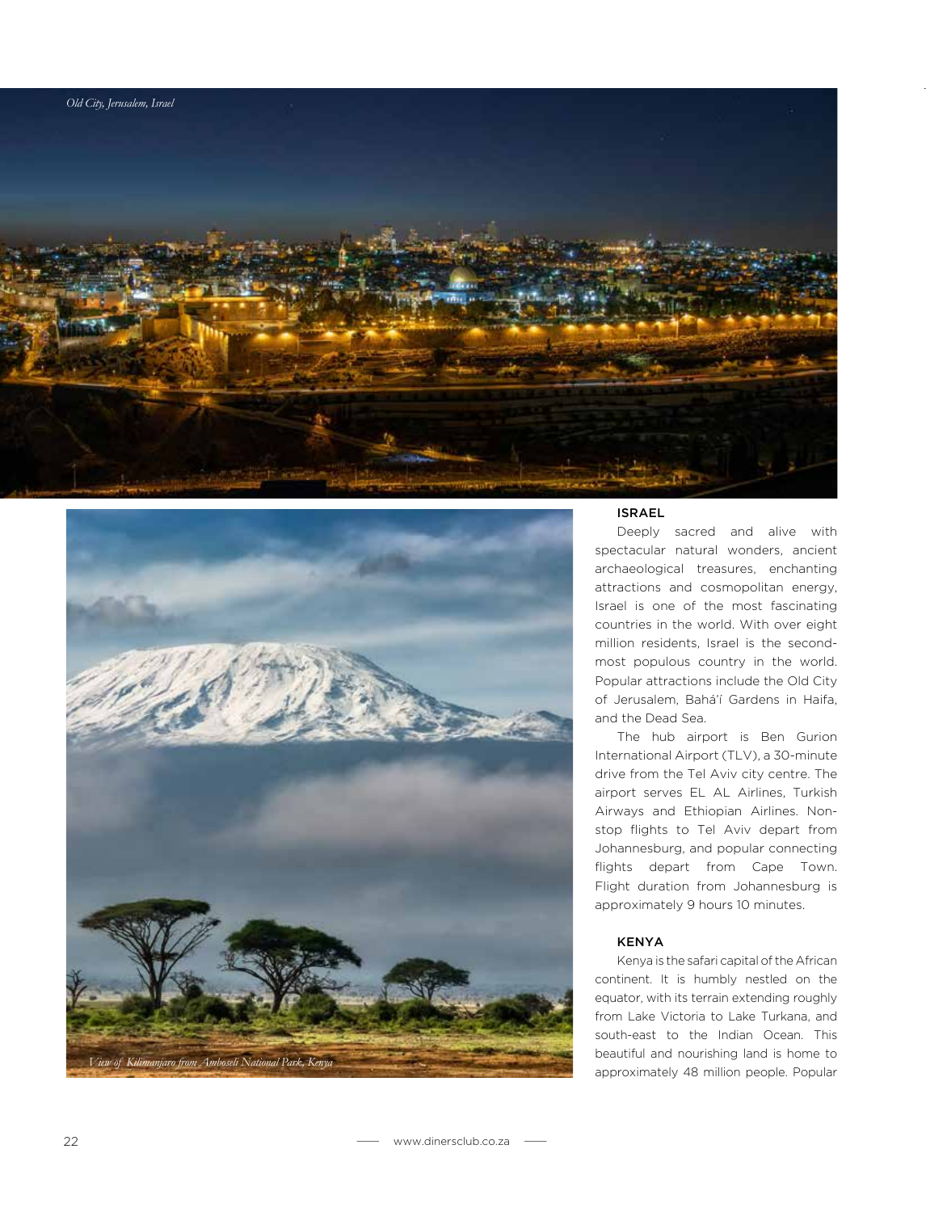*Old City, Jerusalem, Israel*

*View of Kilimanjaro from Amboseli National Park, Kenya*

### ISRAEL

Deeply sacred and alive with spectacular natural wonders, ancient archaeological treasures, enchanting attractions and cosmopolitan energy, Israel is one of the most fascinating countries in the world. With over eight million residents, Israel is the second-most populous country in the world. Popular attractions include the Old City of Jerusalem, Bahá'í Gardens in Haifa, and the Dead Sea.

The hub airport is Ben Gurion International Airport (TLV), a 30-minute drive from the Tel Aviv city centre. The airport serves EL AL Airlines, Turkish Airways and Ethiopian Airlines. Non-stop flights to Tel Aviv depart from Johannesburg, and popular connecting flights depart from Cape Town. Flight duration from Johannesburg is approximately 9 hours 10 minutes.

### KENYA

Kenya is the safari capital of the African continent. It is humbly nestled on the equator, with its terrain extending roughly from Lake Victoria to Lake Turkana, and south-east to the Indian Ocean. This beautiful and nourishing land is home to approximately 48 million people. Popular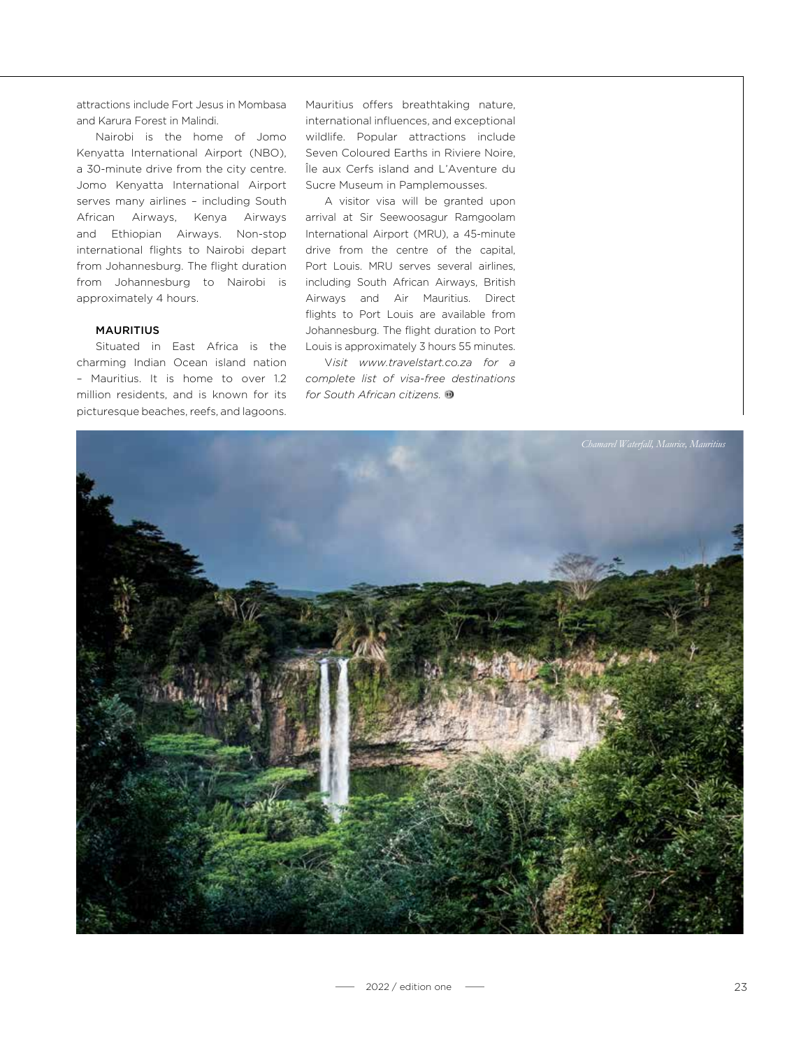attractions include Fort Jesus in Mombasa and Karura Forest in Malindi.

Nairobi is the home of Jomo Kenyatta International Airport (NBO), a 30-minute drive from the city centre. Jomo Kenyatta International Airport serves many airlines – including South African Airways, Kenya Airways and Ethiopian Airways. Non-stop international flights to Nairobi depart from Johannesburg. The flight duration from Johannesburg to Nairobi is approximately 4 hours.

### MAURITIUS

Situated in East Africa is the charming Indian Ocean island nation – Mauritius. It is home to over 1.2 million residents, and is known for its picturesque beaches, reefs, and lagoons. Mauritius offers breathtaking nature, international influences, and exceptional wildlife. Popular attractions include Seven Coloured Earths in Riviere Noire, Île aux Cerfs island and L'Aventure du Sucre Museum in Pamplemousses.

A visitor visa will be granted upon arrival at Sir Seewoosagur Ramgoolam International Airport (MRU), a 45-minute drive from the centre of the capital, Port Louis. MRU serves several airlines, including South African Airways, British Airways and Air Mauritius. Direct flights to Port Louis are available from Johannesburg. The flight duration to Port Louis is approximately 3 hours 55 minutes.

*Visit www.travelstart.co.za for a complete list of visa-free destinations for South African citizens.*

*Chamarel Waterfall, Maurice, Mauritius*